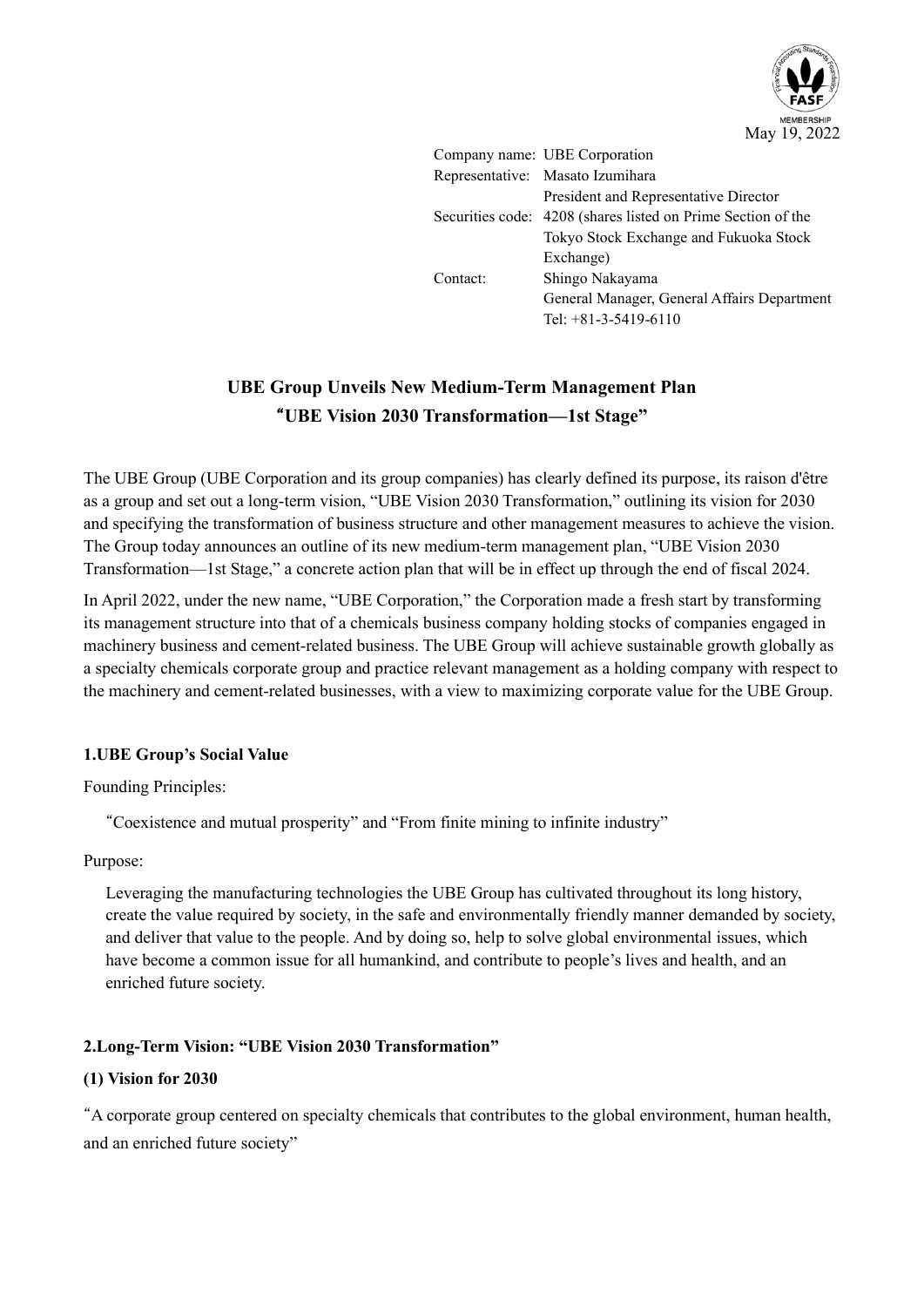May 19, 2022

Company name: UBE Corporation
Representative: Masato Izumihara
President and Representative Director
Securities code: 4208 (shares listed on Prime Section of the Tokyo Stock Exchange and Fukuoka Stock Exchange)
Contact: Shingo Nakayama
General Manager, General Affairs Department
Tel: +81-3-5419-6110

# UBE Group Unveils New Medium-Term Management Plan "UBE Vision 2030 Transformation—1st Stage"

The UBE Group (UBE Corporation and its group companies) has clearly defined its purpose, its raison d'être as a group and set out a long-term vision, "UBE Vision 2030 Transformation," outlining its vision for 2030 and specifying the transformation of business structure and other management measures to achieve the vision. The Group today announces an outline of its new medium-term management plan, "UBE Vision 2030 Transformation—1st Stage," a concrete action plan that will be in effect up through the end of fiscal 2024.

In April 2022, under the new name, "UBE Corporation," the Corporation made a fresh start by transforming its management structure into that of a chemicals business company holding stocks of companies engaged in machinery business and cement-related business. The UBE Group will achieve sustainable growth globally as a specialty chemicals corporate group and practice relevant management as a holding company with respect to the machinery and cement-related businesses, with a view to maximizing corporate value for the UBE Group.

## 1.UBE Group's Social Value

Founding Principles:

"Coexistence and mutual prosperity" and "From finite mining to infinite industry"

Purpose:

Leveraging the manufacturing technologies the UBE Group has cultivated throughout its long history, create the value required by society, in the safe and environmentally friendly manner demanded by society, and deliver that value to the people. And by doing so, help to solve global environmental issues, which have become a common issue for all humankind, and contribute to people's lives and health, and an enriched future society.

## 2.Long-Term Vision: "UBE Vision 2030 Transformation"

### (1) Vision for 2030

"A corporate group centered on specialty chemicals that contributes to the global environment, human health, and an enriched future society"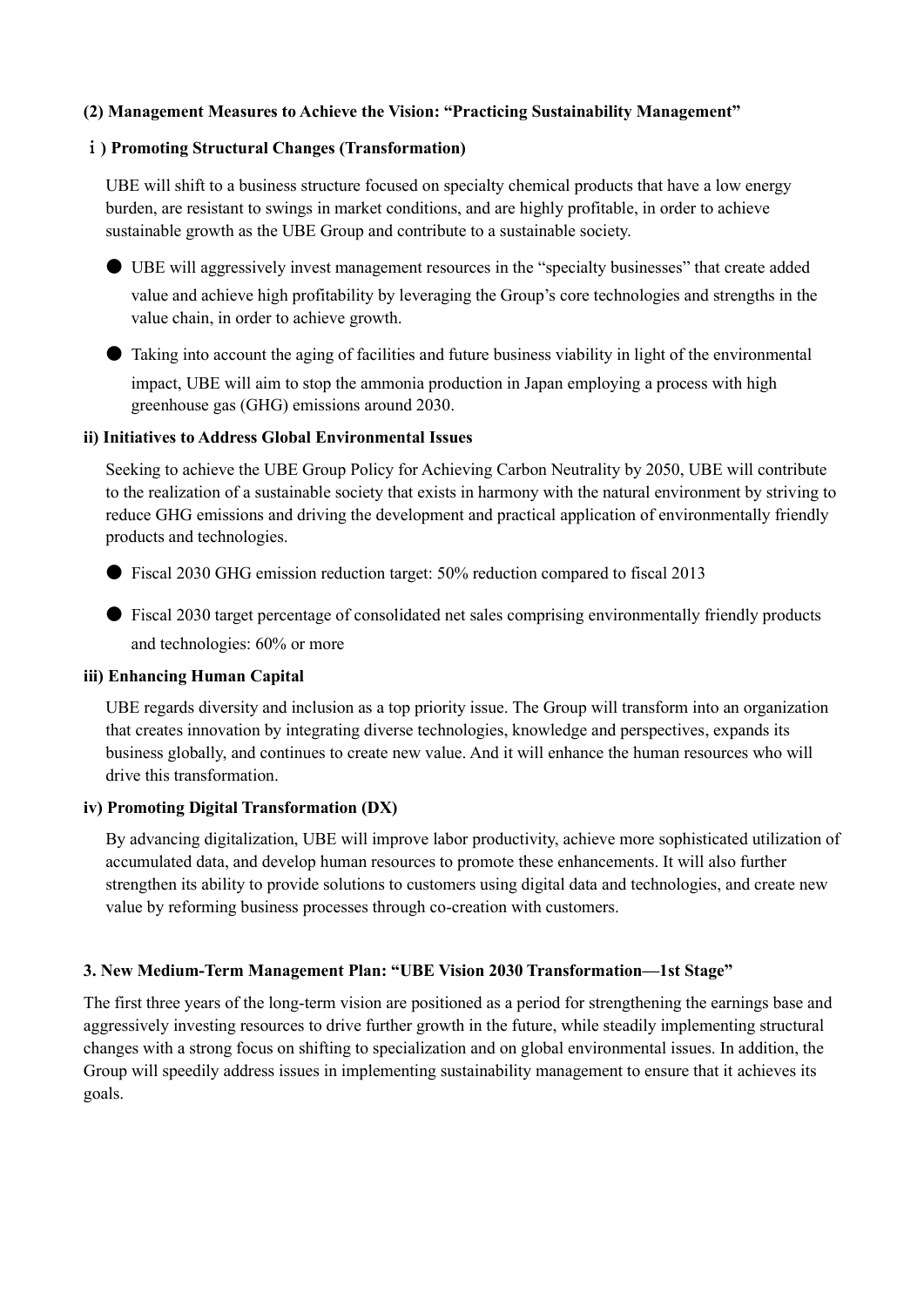### (2) Management Measures to Achieve the Vision: "Practicing Sustainability Management"

#### ｉ) Promoting Structural Changes (Transformation)

UBE will shift to a business structure focused on specialty chemical products that have a low energy burden, are resistant to swings in market conditions, and are highly profitable, in order to achieve sustainable growth as the UBE Group and contribute to a sustainable society.

- UBE will aggressively invest management resources in the "specialty businesses" that create added value and achieve high profitability by leveraging the Group's core technologies and strengths in the value chain, in order to achieve growth.
- Taking into account the aging of facilities and future business viability in light of the environmental impact, UBE will aim to stop the ammonia production in Japan employing a process with high greenhouse gas (GHG) emissions around 2030.

#### ii) Initiatives to Address Global Environmental Issues

Seeking to achieve the UBE Group Policy for Achieving Carbon Neutrality by 2050, UBE will contribute to the realization of a sustainable society that exists in harmony with the natural environment by striving to reduce GHG emissions and driving the development and practical application of environmentally friendly products and technologies.

- Fiscal 2030 GHG emission reduction target: 50% reduction compared to fiscal 2013
- Fiscal 2030 target percentage of consolidated net sales comprising environmentally friendly products and technologies: 60% or more

#### iii) Enhancing Human Capital

UBE regards diversity and inclusion as a top priority issue. The Group will transform into an organization that creates innovation by integrating diverse technologies, knowledge and perspectives, expands its business globally, and continues to create new value. And it will enhance the human resources who will drive this transformation.

#### iv) Promoting Digital Transformation (DX)

By advancing digitalization, UBE will improve labor productivity, achieve more sophisticated utilization of accumulated data, and develop human resources to promote these enhancements. It will also further strengthen its ability to provide solutions to customers using digital data and technologies, and create new value by reforming business processes through co-creation with customers.

## 3. New Medium-Term Management Plan: "UBE Vision 2030 Transformation—1st Stage"

The first three years of the long-term vision are positioned as a period for strengthening the earnings base and aggressively investing resources to drive further growth in the future, while steadily implementing structural changes with a strong focus on shifting to specialization and on global environmental issues. In addition, the Group will speedily address issues in implementing sustainability management to ensure that it achieves its goals.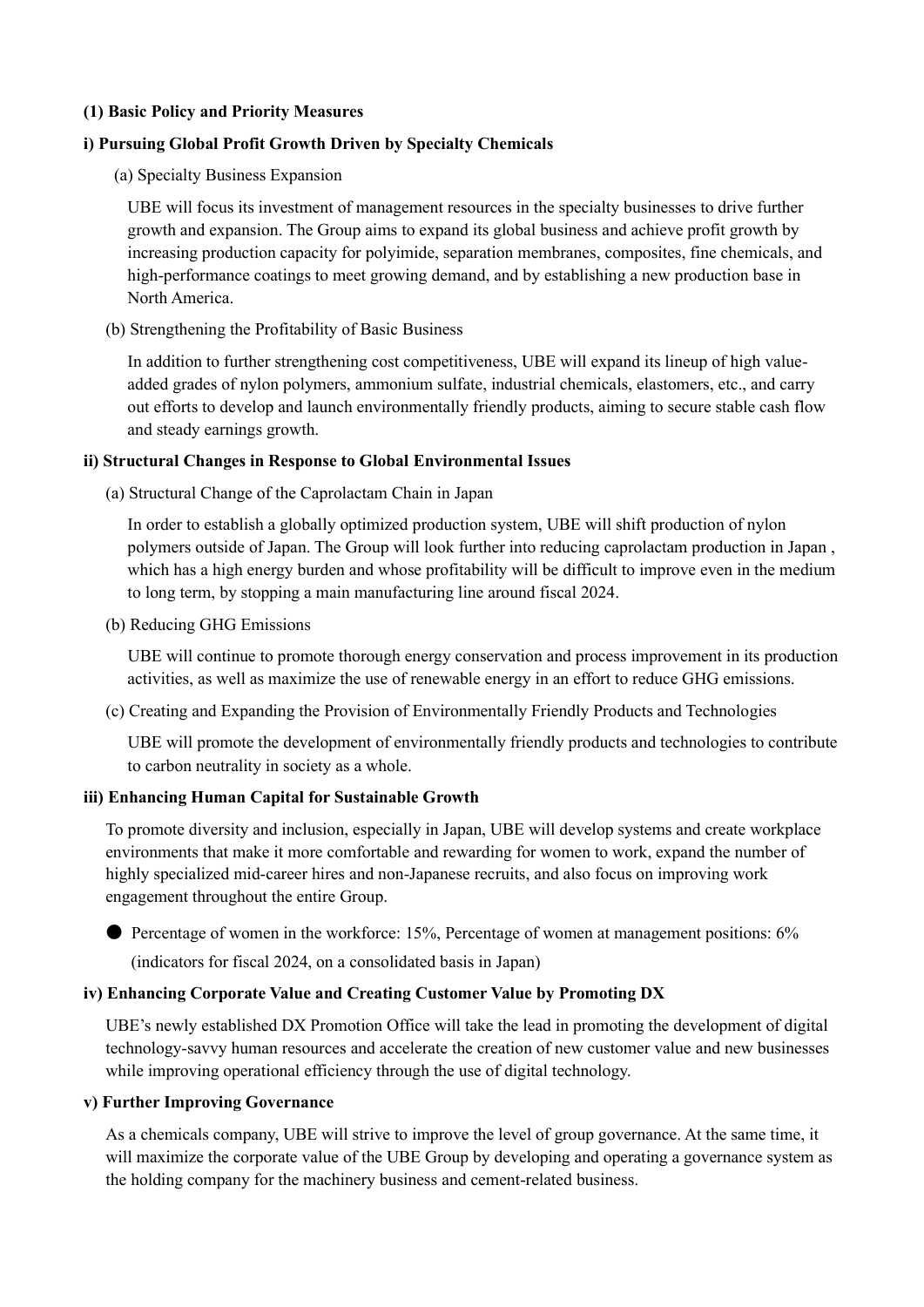**(1) Basic Policy and Priority Measures**

**i) Pursuing Global Profit Growth Driven by Specialty Chemicals**

(a) Specialty Business Expansion

UBE will focus its investment of management resources in the specialty businesses to drive further growth and expansion. The Group aims to expand its global business and achieve profit growth by increasing production capacity for polyimide, separation membranes, composites, fine chemicals, and high-performance coatings to meet growing demand, and by establishing a new production base in North America.

(b) Strengthening the Profitability of Basic Business

In addition to further strengthening cost competitiveness, UBE will expand its lineup of high value-added grades of nylon polymers, ammonium sulfate, industrial chemicals, elastomers, etc., and carry out efforts to develop and launch environmentally friendly products, aiming to secure stable cash flow and steady earnings growth.

**ii) Structural Changes in Response to Global Environmental Issues**

(a) Structural Change of the Caprolactam Chain in Japan

In order to establish a globally optimized production system, UBE will shift production of nylon polymers outside of Japan. The Group will look further into reducing caprolactam production in Japan , which has a high energy burden and whose profitability will be difficult to improve even in the medium to long term, by stopping a main manufacturing line around fiscal 2024.

(b) Reducing GHG Emissions

UBE will continue to promote thorough energy conservation and process improvement in its production activities, as well as maximize the use of renewable energy in an effort to reduce GHG emissions.

(c) Creating and Expanding the Provision of Environmentally Friendly Products and Technologies

UBE will promote the development of environmentally friendly products and technologies to contribute to carbon neutrality in society as a whole.

**iii) Enhancing Human Capital for Sustainable Growth**

To promote diversity and inclusion, especially in Japan, UBE will develop systems and create workplace environments that make it more comfortable and rewarding for women to work, expand the number of highly specialized mid-career hires and non-Japanese recruits, and also focus on improving work engagement throughout the entire Group.

- Percentage of women in the workforce: 15%, Percentage of women at management positions: 6% (indicators for fiscal 2024, on a consolidated basis in Japan)

**iv) Enhancing Corporate Value and Creating Customer Value by Promoting DX**

UBE's newly established DX Promotion Office will take the lead in promoting the development of digital technology-savvy human resources and accelerate the creation of new customer value and new businesses while improving operational efficiency through the use of digital technology.

**v) Further Improving Governance**

As a chemicals company, UBE will strive to improve the level of group governance. At the same time, it will maximize the corporate value of the UBE Group by developing and operating a governance system as the holding company for the machinery business and cement-related business.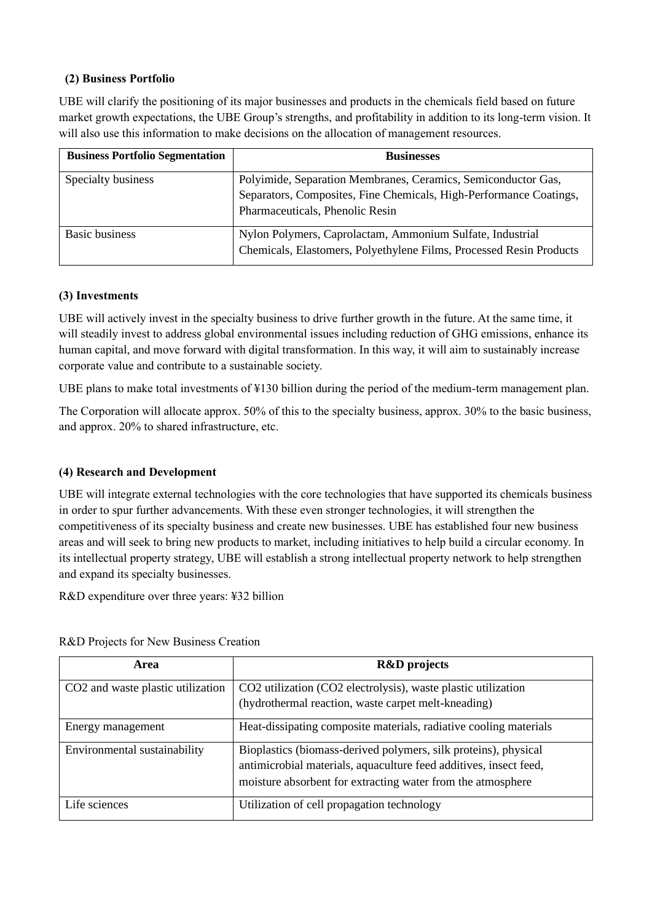### (2) Business Portfolio

UBE will clarify the positioning of its major businesses and products in the chemicals field based on future market growth expectations, the UBE Group's strengths, and profitability in addition to its long-term vision. It will also use this information to make decisions on the allocation of management resources.

| Business Portfolio Segmentation | Businesses |
|---|---|
| Specialty business | Polyimide, Separation Membranes, Ceramics, Semiconductor Gas, Separators, Composites, Fine Chemicals, High-Performance Coatings, Pharmaceuticals, Phenolic Resin |
| Basic business | Nylon Polymers, Caprolactam, Ammonium Sulfate, Industrial Chemicals, Elastomers, Polyethylene Films, Processed Resin Products |

### (3) Investments

UBE will actively invest in the specialty business to drive further growth in the future. At the same time, it will steadily invest to address global environmental issues including reduction of GHG emissions, enhance its human capital, and move forward with digital transformation. In this way, it will aim to sustainably increase corporate value and contribute to a sustainable society.

UBE plans to make total investments of ¥130 billion during the period of the medium-term management plan.

The Corporation will allocate approx. 50% of this to the specialty business, approx. 30% to the basic business, and approx. 20% to shared infrastructure, etc.

### (4) Research and Development

UBE will integrate external technologies with the core technologies that have supported its chemicals business in order to spur further advancements. With these even stronger technologies, it will strengthen the competitiveness of its specialty business and create new businesses. UBE has established four new business areas and will seek to bring new products to market, including initiatives to help build a circular economy. In its intellectual property strategy, UBE will establish a strong intellectual property network to help strengthen and expand its specialty businesses.

R&D expenditure over three years: ¥32 billion

R&D Projects for New Business Creation

| Area | R&D projects |
|---|---|
| $CO_2$ and waste plastic utilization | $CO_2$ utilization ($CO_2$ electrolysis), waste plastic utilization (hydrothermal reaction, waste carpet melt-kneading) |
| Energy management | Heat-dissipating composite materials, radiative cooling materials |
| Environmental sustainability | Bioplastics (biomass-derived polymers, silk proteins), physical antimicrobial materials, aquaculture feed additives, insect feed, moisture absorbent for extracting water from the atmosphere |
| Life sciences | Utilization of cell propagation technology |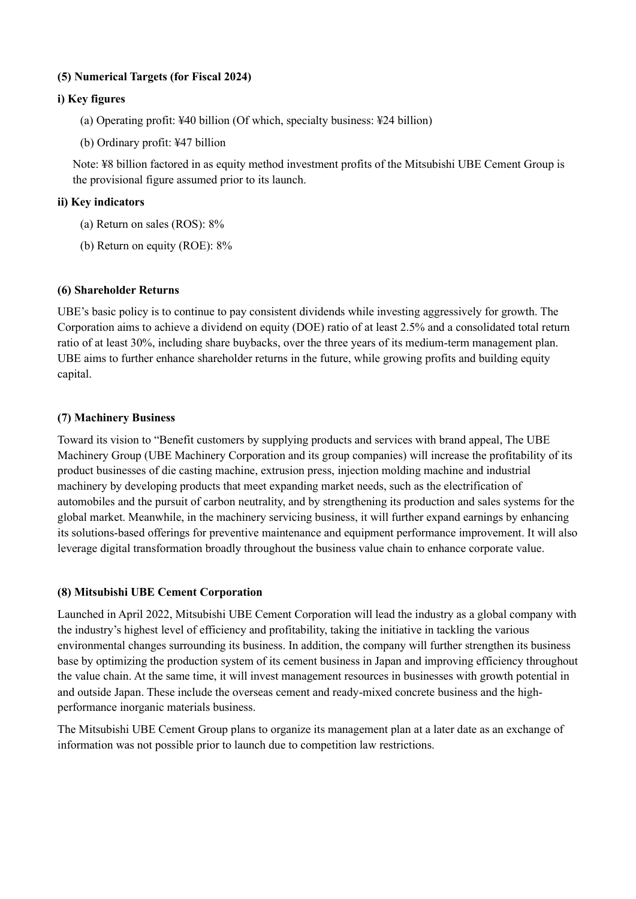**(5) Numerical Targets (for Fiscal 2024)**

**i) Key figures**

(a) Operating profit: ¥40 billion (Of which, specialty business: ¥24 billion)

(b) Ordinary profit: ¥47 billion

Note: ¥8 billion factored in as equity method investment profits of the Mitsubishi UBE Cement Group is the provisional figure assumed prior to its launch.

**ii) Key indicators**

(a) Return on sales (ROS): 8%

(b) Return on equity (ROE): 8%

**(6) Shareholder Returns**

UBE's basic policy is to continue to pay consistent dividends while investing aggressively for growth. The Corporation aims to achieve a dividend on equity (DOE) ratio of at least 2.5% and a consolidated total return ratio of at least 30%, including share buybacks, over the three years of its medium-term management plan. UBE aims to further enhance shareholder returns in the future, while growing profits and building equity capital.

**(7) Machinery Business**

Toward its vision to "Benefit customers by supplying products and services with brand appeal, The UBE Machinery Group (UBE Machinery Corporation and its group companies) will increase the profitability of its product businesses of die casting machine, extrusion press, injection molding machine and industrial machinery by developing products that meet expanding market needs, such as the electrification of automobiles and the pursuit of carbon neutrality, and by strengthening its production and sales systems for the global market. Meanwhile, in the machinery servicing business, it will further expand earnings by enhancing its solutions-based offerings for preventive maintenance and equipment performance improvement. It will also leverage digital transformation broadly throughout the business value chain to enhance corporate value.

**(8) Mitsubishi UBE Cement Corporation**

Launched in April 2022, Mitsubishi UBE Cement Corporation will lead the industry as a global company with the industry's highest level of efficiency and profitability, taking the initiative in tackling the various environmental changes surrounding its business. In addition, the company will further strengthen its business base by optimizing the production system of its cement business in Japan and improving efficiency throughout the value chain. At the same time, it will invest management resources in businesses with growth potential in and outside Japan. These include the overseas cement and ready-mixed concrete business and the high-performance inorganic materials business.

The Mitsubishi UBE Cement Group plans to organize its management plan at a later date as an exchange of information was not possible prior to launch due to competition law restrictions.